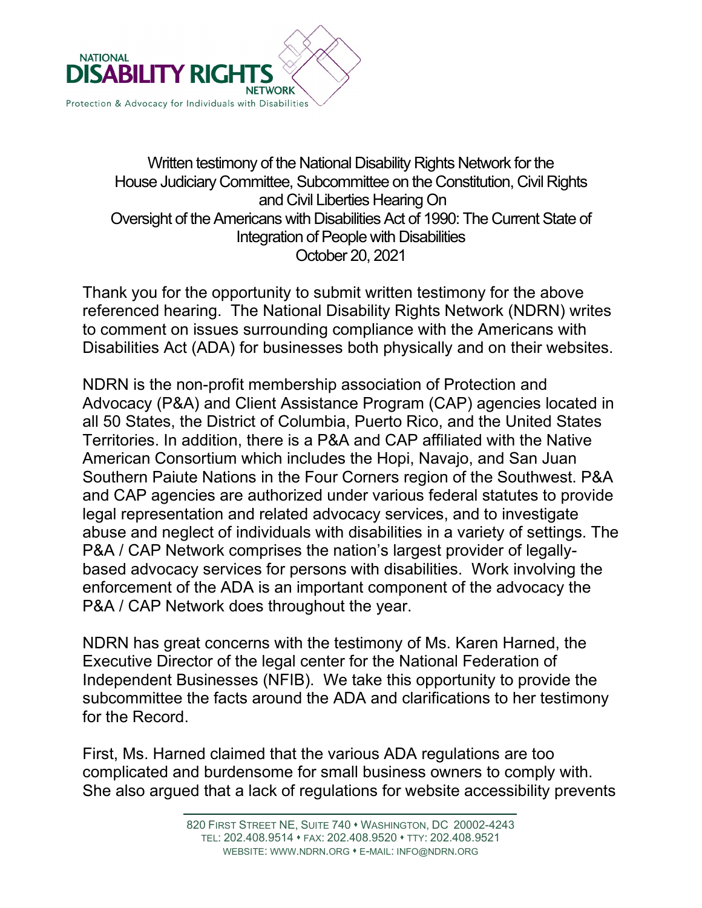NATIONAL
DISABILITY RIGHTS
NETWORK
Protection & Advocacy for Individuals with Disabilities

Written testimony of the National Disability Rights Network for the House Judiciary Committee, Subcommittee on the Constitution, Civil Rights and Civil Liberties Hearing On
Oversight of the Americans with Disabilities Act of 1990: The Current State of Integration of People with Disabilities
October 20, 2021

Thank you for the opportunity to submit written testimony for the above referenced hearing. The National Disability Rights Network (NDRN) writes to comment on issues surrounding compliance with the Americans with Disabilities Act (ADA) for businesses both physically and on their websites.

NDRN is the non-profit membership association of Protection and Advocacy (P&A) and Client Assistance Program (CAP) agencies located in all 50 States, the District of Columbia, Puerto Rico, and the United States Territories. In addition, there is a P&A and CAP affiliated with the Native American Consortium which includes the Hopi, Navajo, and San Juan Southern Paiute Nations in the Four Corners region of the Southwest. P&A and CAP agencies are authorized under various federal statutes to provide legal representation and related advocacy services, and to investigate abuse and neglect of individuals with disabilities in a variety of settings. The P&A / CAP Network comprises the nation's largest provider of legally-based advocacy services for persons with disabilities. Work involving the enforcement of the ADA is an important component of the advocacy the P&A / CAP Network does throughout the year.

NDRN has great concerns with the testimony of Ms. Karen Harned, the Executive Director of the legal center for the National Federation of Independent Businesses (NFIB). We take this opportunity to provide the subcommittee the facts around the ADA and clarifications to her testimony for the Record.

First, Ms. Harned claimed that the various ADA regulations are too complicated and burdensome for small business owners to comply with. She also argued that a lack of regulations for website accessibility prevents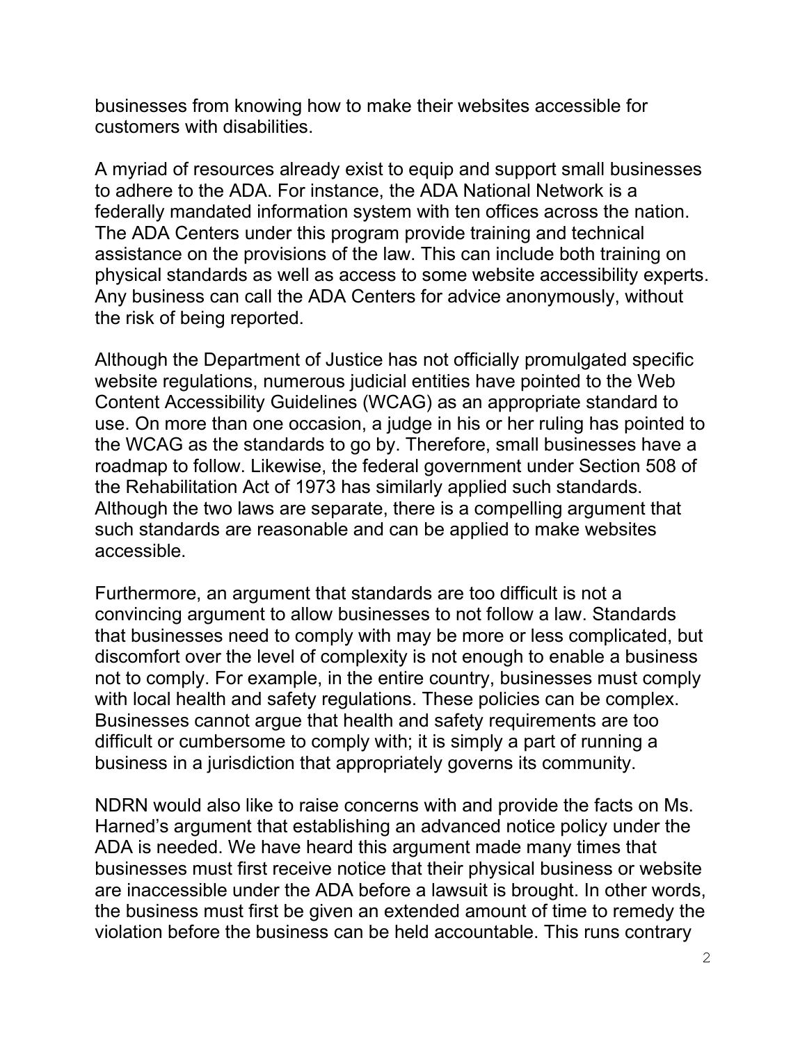businesses from knowing how to make their websites accessible for customers with disabilities.

A myriad of resources already exist to equip and support small businesses to adhere to the ADA. For instance, the ADA National Network is a federally mandated information system with ten offices across the nation. The ADA Centers under this program provide training and technical assistance on the provisions of the law. This can include both training on physical standards as well as access to some website accessibility experts. Any business can call the ADA Centers for advice anonymously, without the risk of being reported.

Although the Department of Justice has not officially promulgated specific website regulations, numerous judicial entities have pointed to the Web Content Accessibility Guidelines (WCAG) as an appropriate standard to use. On more than one occasion, a judge in his or her ruling has pointed to the WCAG as the standards to go by. Therefore, small businesses have a roadmap to follow. Likewise, the federal government under Section 508 of the Rehabilitation Act of 1973 has similarly applied such standards. Although the two laws are separate, there is a compelling argument that such standards are reasonable and can be applied to make websites accessible.

Furthermore, an argument that standards are too difficult is not a convincing argument to allow businesses to not follow a law. Standards that businesses need to comply with may be more or less complicated, but discomfort over the level of complexity is not enough to enable a business not to comply. For example, in the entire country, businesses must comply with local health and safety regulations. These policies can be complex. Businesses cannot argue that health and safety requirements are too difficult or cumbersome to comply with; it is simply a part of running a business in a jurisdiction that appropriately governs its community.

NDRN would also like to raise concerns with and provide the facts on Ms. Harned's argument that establishing an advanced notice policy under the ADA is needed. We have heard this argument made many times that businesses must first receive notice that their physical business or website are inaccessible under the ADA before a lawsuit is brought. In other words, the business must first be given an extended amount of time to remedy the violation before the business can be held accountable. This runs contrary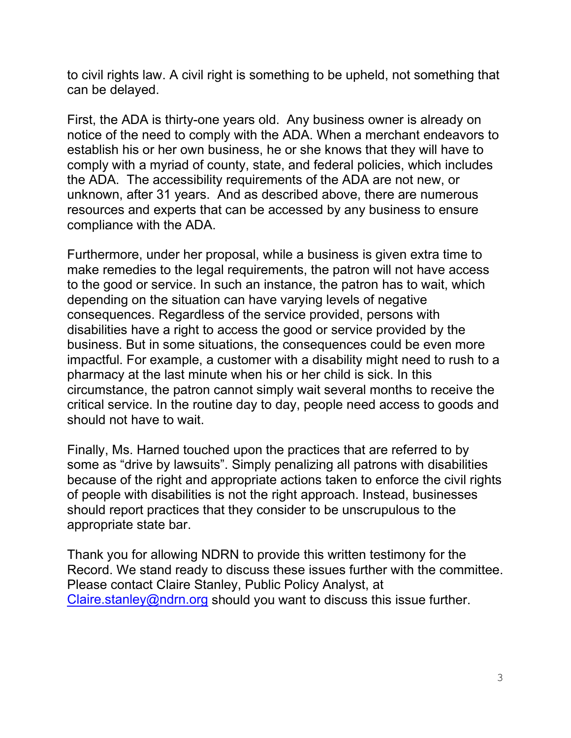to civil rights law. A civil right is something to be upheld, not something that can be delayed.

First, the ADA is thirty-one years old. Any business owner is already on notice of the need to comply with the ADA. When a merchant endeavors to establish his or her own business, he or she knows that they will have to comply with a myriad of county, state, and federal policies, which includes the ADA. The accessibility requirements of the ADA are not new, or unknown, after 31 years. And as described above, there are numerous resources and experts that can be accessed by any business to ensure compliance with the ADA.

Furthermore, under her proposal, while a business is given extra time to make remedies to the legal requirements, the patron will not have access to the good or service. In such an instance, the patron has to wait, which depending on the situation can have varying levels of negative consequences. Regardless of the service provided, persons with disabilities have a right to access the good or service provided by the business. But in some situations, the consequences could be even more impactful. For example, a customer with a disability might need to rush to a pharmacy at the last minute when his or her child is sick. In this circumstance, the patron cannot simply wait several months to receive the critical service. In the routine day to day, people need access to goods and should not have to wait.

Finally, Ms. Harned touched upon the practices that are referred to by some as "drive by lawsuits". Simply penalizing all patrons with disabilities because of the right and appropriate actions taken to enforce the civil rights of people with disabilities is not the right approach. Instead, businesses should report practices that they consider to be unscrupulous to the appropriate state bar.

Thank you for allowing NDRN to provide this written testimony for the Record. We stand ready to discuss these issues further with the committee. Please contact Claire Stanley, Public Policy Analyst, at Claire.stanley@ndrn.org should you want to discuss this issue further.